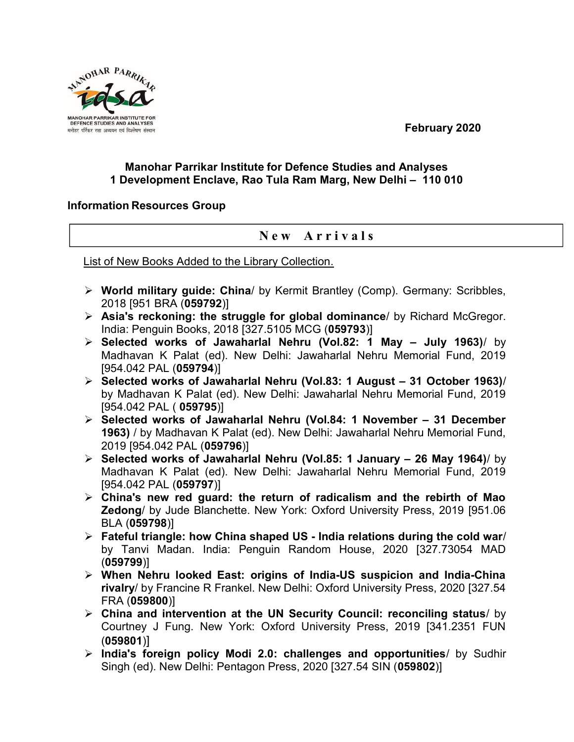February 2020

**Manohar Parrikar Institute for Defence Studies and Analyses**
**1 Development Enclave, Rao Tula Ram Marg, New Delhi – 110 010**

**Information Resources Group**

## New Arrivals

List of New Books Added to the Library Collection.

- **World military guide: China**/ by Kermit Brantley (Comp). Germany: Scribbles, 2018 [951 BRA (**059792**)]
- **Asia's reckoning: the struggle for global dominance**/ by Richard McGregor. India: Penguin Books, 2018 [327.5105 MCG (**059793**)]
- **Selected works of Jawaharlal Nehru (Vol.82: 1 May – July 1963)**/ by Madhavan K Palat (ed). New Delhi: Jawaharlal Nehru Memorial Fund, 2019 [954.042 PAL (**059794**)]
- **Selected works of Jawaharlal Nehru (Vol.83: 1 August – 31 October 1963)**/ by Madhavan K Palat (ed). New Delhi: Jawaharlal Nehru Memorial Fund, 2019 [954.042 PAL ( **059795**)]
- **Selected works of Jawaharlal Nehru (Vol.84: 1 November – 31 December 1963)** / by Madhavan K Palat (ed). New Delhi: Jawaharlal Nehru Memorial Fund, 2019 [954.042 PAL (**059796**)]
- **Selected works of Jawaharlal Nehru (Vol.85: 1 January – 26 May 1964)**/ by Madhavan K Palat (ed). New Delhi: Jawaharlal Nehru Memorial Fund, 2019 [954.042 PAL (**059797**)]
- **China's new red guard: the return of radicalism and the rebirth of Mao Zedong**/ by Jude Blanchette. New York: Oxford University Press, 2019 [951.06 BLA (**059798**)]
- **Fateful triangle: how China shaped US - India relations during the cold war**/ by Tanvi Madan. India: Penguin Random House, 2020 [327.73054 MAD (**059799**)]
- **When Nehru looked East: origins of India-US suspicion and India-China rivalry**/ by Francine R Frankel. New Delhi: Oxford University Press, 2020 [327.54 FRA (**059800**)]
- **China and intervention at the UN Security Council: reconciling status**/ by Courtney J Fung. New York: Oxford University Press, 2019 [341.2351 FUN (**059801**)]
- **India's foreign policy Modi 2.0: challenges and opportunities**/ by Sudhir Singh (ed). New Delhi: Pentagon Press, 2020 [327.54 SIN (**059802**)]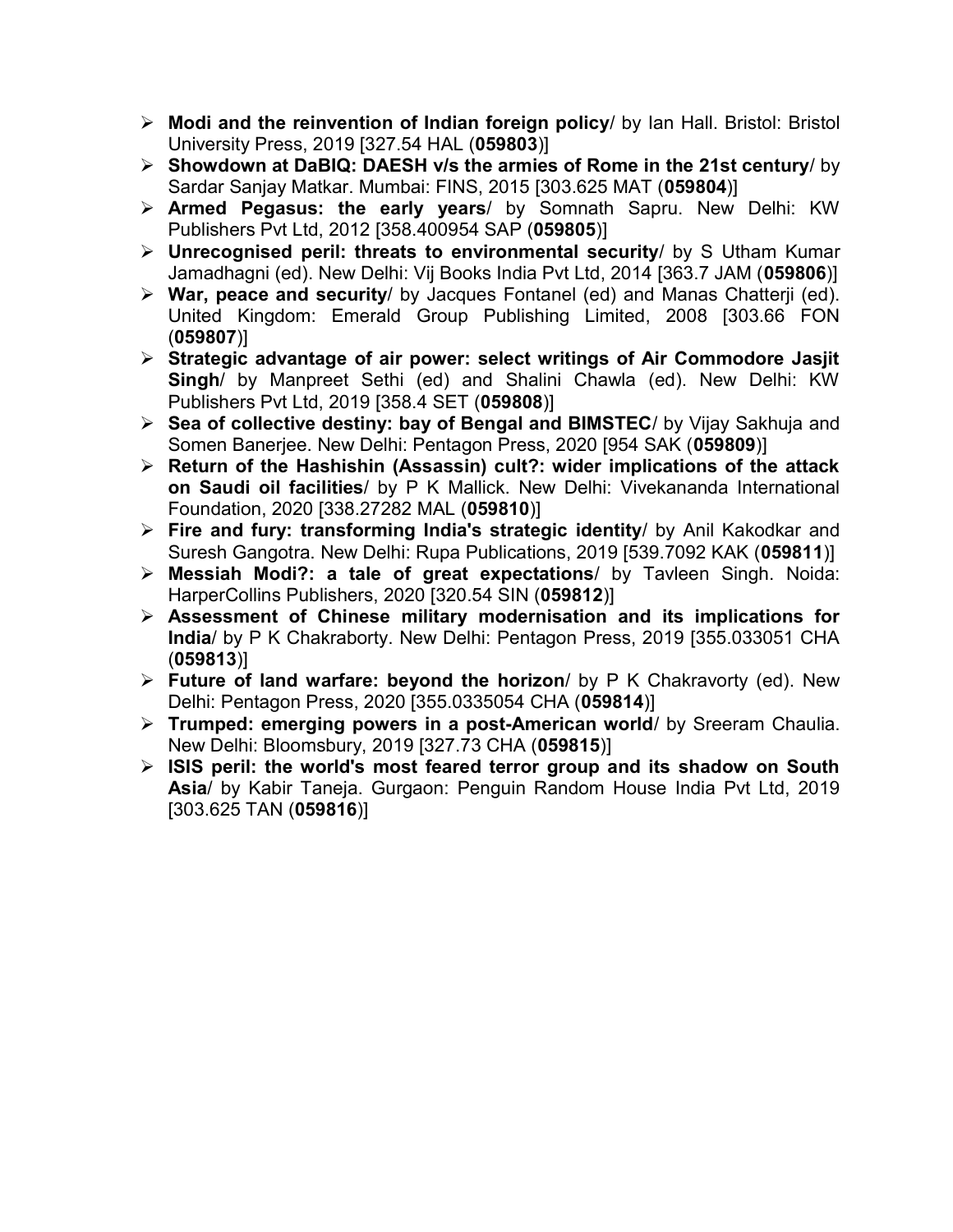- **Modi and the reinvention of Indian foreign policy**/ by Ian Hall. Bristol: Bristol University Press, 2019 [327.54 HAL (**059803**)]
- **Showdown at DaBIQ: DAESH v/s the armies of Rome in the 21st century**/ by Sardar Sanjay Matkar. Mumbai: FINS, 2015 [303.625 MAT (**059804**)]
- **Armed Pegasus: the early years**/ by Somnath Sapru. New Delhi: KW Publishers Pvt Ltd, 2012 [358.400954 SAP (**059805**)]
- **Unrecognised peril: threats to environmental security**/ by S Utham Kumar Jamadhagni (ed). New Delhi: Vij Books India Pvt Ltd, 2014 [363.7 JAM (**059806**)]
- **War, peace and security**/ by Jacques Fontanel (ed) and Manas Chatterji (ed). United Kingdom: Emerald Group Publishing Limited, 2008 [303.66 FON (**059807**)]
- **Strategic advantage of air power: select writings of Air Commodore Jasjit Singh**/ by Manpreet Sethi (ed) and Shalini Chawla (ed). New Delhi: KW Publishers Pvt Ltd, 2019 [358.4 SET (**059808**)]
- **Sea of collective destiny: bay of Bengal and BIMSTEC**/ by Vijay Sakhuja and Somen Banerjee. New Delhi: Pentagon Press, 2020 [954 SAK (**059809**)]
- **Return of the Hashishin (Assassin) cult?: wider implications of the attack on Saudi oil facilities**/ by P K Mallick. New Delhi: Vivekananda International Foundation, 2020 [338.27282 MAL (**059810**)]
- **Fire and fury: transforming India's strategic identity**/ by Anil Kakodkar and Suresh Gangotra. New Delhi: Rupa Publications, 2019 [539.7092 KAK (**059811**)]
- **Messiah Modi?: a tale of great expectations**/ by Tavleen Singh. Noida: HarperCollins Publishers, 2020 [320.54 SIN (**059812**)]
- **Assessment of Chinese military modernisation and its implications for India**/ by P K Chakraborty. New Delhi: Pentagon Press, 2019 [355.033051 CHA (**059813**)]
- **Future of land warfare: beyond the horizon**/ by P K Chakravorty (ed). New Delhi: Pentagon Press, 2020 [355.0335054 CHA (**059814**)]
- **Trumped: emerging powers in a post-American world**/ by Sreeram Chaulia. New Delhi: Bloomsbury, 2019 [327.73 CHA (**059815**)]
- **ISIS peril: the world's most feared terror group and its shadow on South Asia**/ by Kabir Taneja. Gurgaon: Penguin Random House India Pvt Ltd, 2019 [303.625 TAN (**059816**)]